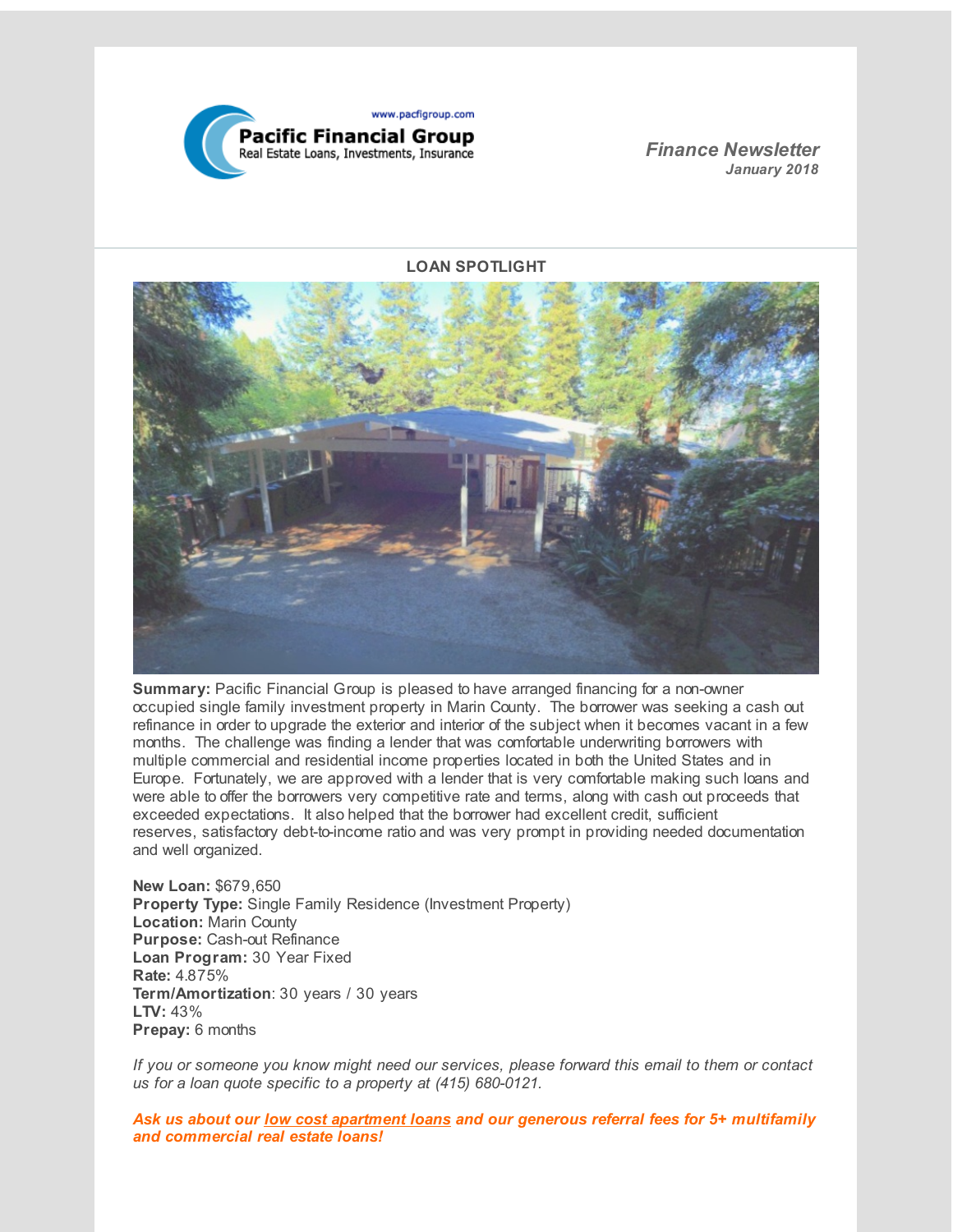www.pacfigroup.com

**Pacific Financial Group**
Real Estate Loans, Investments, Insurance

*Finance Newsletter*
***January 2018***

### LOAN SPOTLIGHT

**Summary:** Pacific Financial Group is pleased to have arranged financing for a non-owner occupied single family investment property in Marin County. The borrower was seeking a cash out refinance in order to upgrade the exterior and interior of the subject when it becomes vacant in a few months. The challenge was finding a lender that was comfortable underwriting borrowers with multiple commercial and residential income properties located in both the United States and in Europe. Fortunately, we are approved with a lender that is very comfortable making such loans and were able to offer the borrowers very competitive rate and terms, along with cash out proceeds that exceeded expectations. It also helped that the borrower had excellent credit, sufficient reserves, satisfactory debt-to-income ratio and was very prompt in providing needed documentation and well organized.

**New Loan:** $679,650
**Property Type:** Single Family Residence (Investment Property)
**Location:** Marin County
**Purpose:** Cash-out Refinance
**Loan Program:** 30 Year Fixed
**Rate:** 4.875%
**Term/Amortization**: 30 years / 30 years
**LTV:** 43%
**Prepay:** 6 months

*If you or someone you know might need our services, please forward this email to them or contact us for a loan quote specific to a property at (415) 680-0121.*

***Ask us about our low cost apartment loans and our generous referral fees for 5+ multifamily and commercial real estate loans!***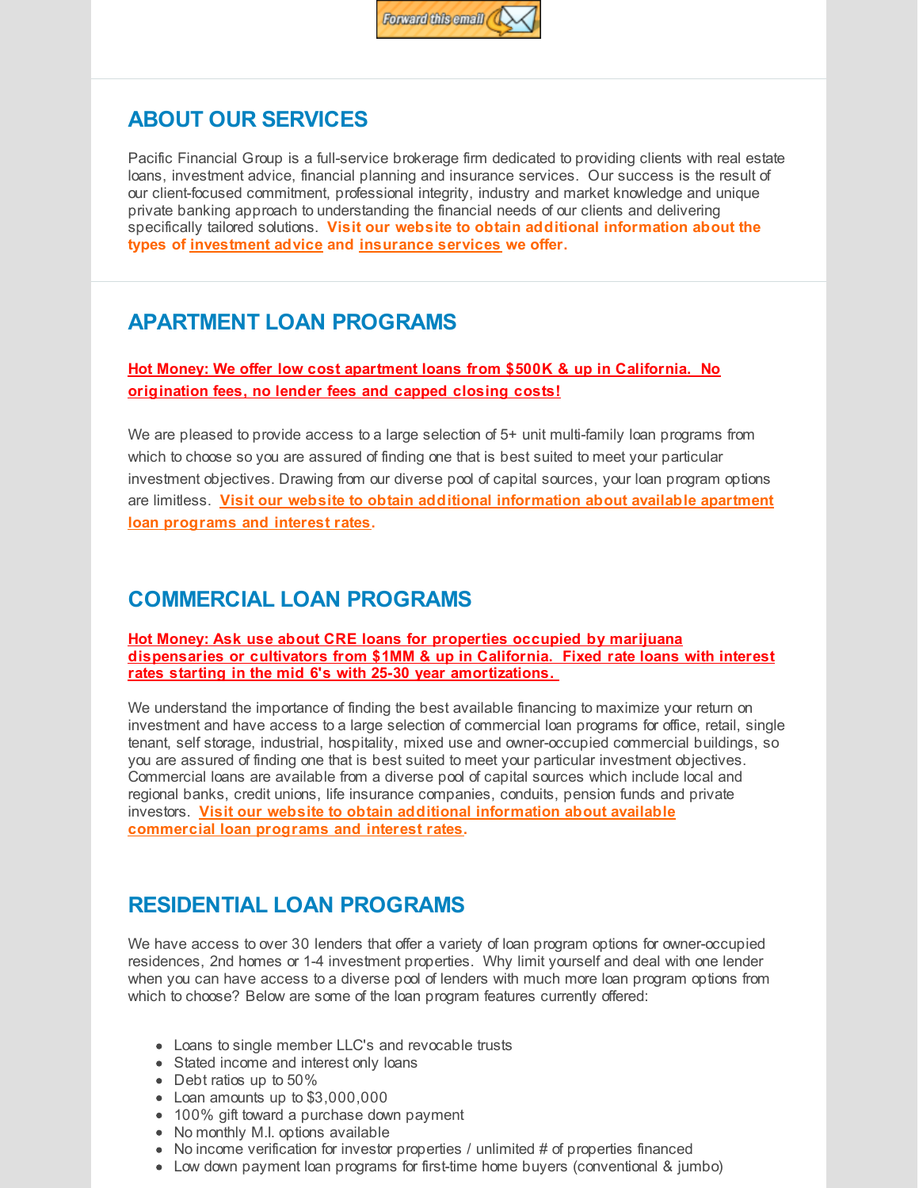Forward this email

## ABOUT OUR SERVICES

Pacific Financial Group is a full-service brokerage firm dedicated to providing clients with real estate loans, investment advice, financial planning and insurance services. Our success is the result of our client-focused commitment, professional integrity, industry and market knowledge and unique private banking approach to understanding the financial needs of our clients and delivering specifically tailored solutions. **Visit our website to obtain additional information about the types of investment advice and insurance services we offer.**

## APARTMENT LOAN PROGRAMS

**Hot Money: We offer low cost apartment loans from $500K & up in California. No origination fees, no lender fees and capped closing costs!**

We are pleased to provide access to a large selection of 5+ unit multi-family loan programs from which to choose so you are assured of finding one that is best suited to meet your particular investment objectives. Drawing from our diverse pool of capital sources, your loan program options are limitless. **Visit our website to obtain additional information about available apartment loan programs and interest rates.**

## COMMERCIAL LOAN PROGRAMS

**Hot Money: Ask use about CRE loans for properties occupied by marijuana dispensaries or cultivators from $1MM & up in California. Fixed rate loans with interest rates starting in the mid 6's with 25-30 year amortizations.**

We understand the importance of finding the best available financing to maximize your return on investment and have access to a large selection of commercial loan programs for office, retail, single tenant, self storage, industrial, hospitality, mixed use and owner-occupied commercial buildings, so you are assured of finding one that is best suited to meet your particular investment objectives. Commercial loans are available from a diverse pool of capital sources which include local and regional banks, credit unions, life insurance companies, conduits, pension funds and private investors. **Visit our website to obtain additional information about available commercial loan programs and interest rates.**

## RESIDENTIAL LOAN PROGRAMS

We have access to over 30 lenders that offer a variety of loan program options for owner-occupied residences, 2nd homes or 1-4 investment properties. Why limit yourself and deal with one lender when you can have access to a diverse pool of lenders with much more loan program options from which to choose? Below are some of the loan program features currently offered:

- Loans to single member LLC's and revocable trusts
- Stated income and interest only loans
- Debt ratios up to 50%
- Loan amounts up to $3,000,000
- 100% gift toward a purchase down payment
- No monthly M.I. options available
- No income verification for investor properties / unlimited # of properties financed
- Low down payment loan programs for first-time home buyers (conventional & jumbo)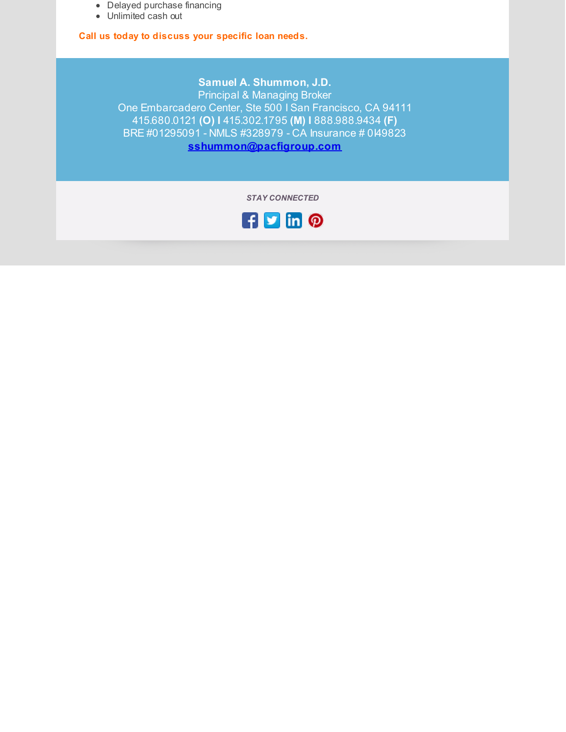- Delayed purchase financing
- Unlimited cash out

**Call us today to discuss your specific loan needs.**

**Samuel A. Shummon, J.D.**
Principal & Managing Broker
One Embarcadero Center, Ste 500 I San Francisco, CA 94111
415.680.0121 **(O) I** 415.302.1795 **(M) I** 888.988.9434 **(F)**
BRE #01295091 - NMLS #328979 - CA Insurance # 0I49823
**sshummon@pacfigroup.com**

*STAY CONNECTED*